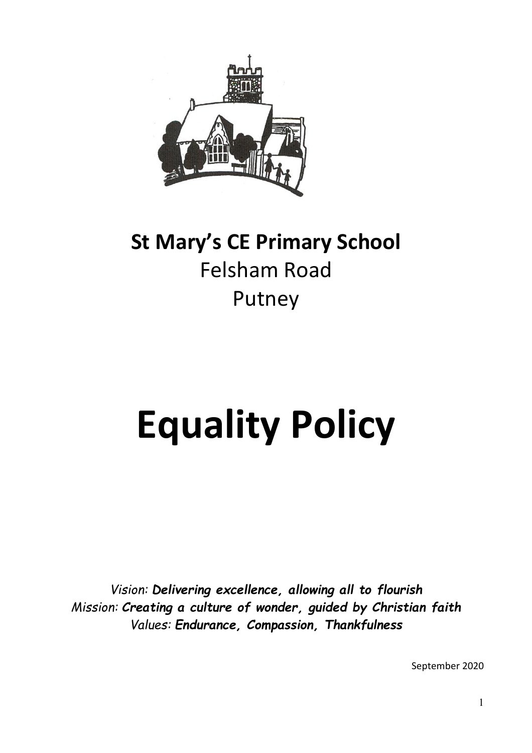**St Mary's CE Primary School**
Felsham Road
Putney

# Equality Policy

*Vision:* ***Delivering excellence, allowing all to flourish***
*Mission:* ***Creating a culture of wonder, guided by Christian faith***
*Values:* ***Endurance, Compassion, Thankfulness***

September 2020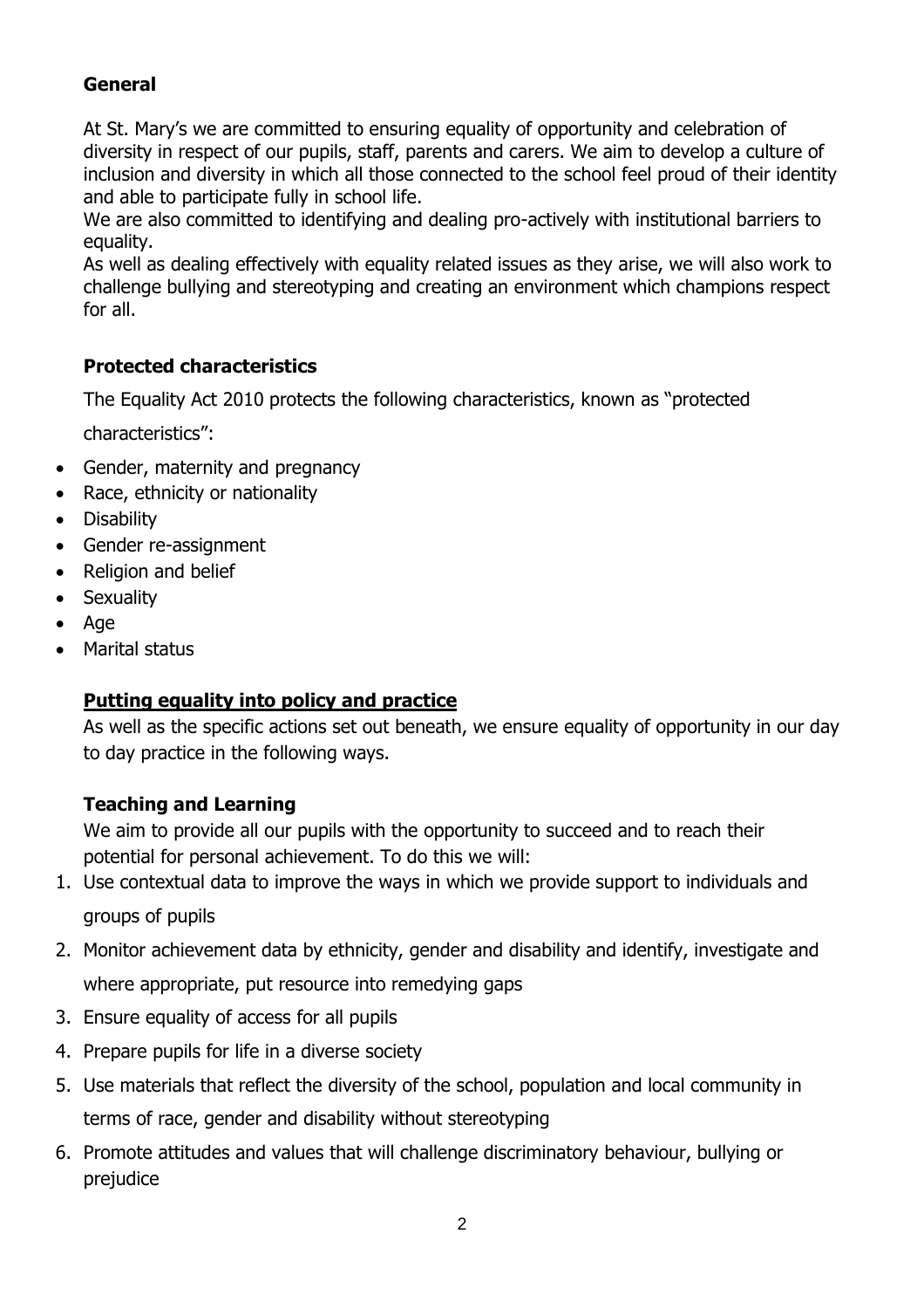## General

At St. Mary's we are committed to ensuring equality of opportunity and celebration of diversity in respect of our pupils, staff, parents and carers. We aim to develop a culture of inclusion and diversity in which all those connected to the school feel proud of their identity and able to participate fully in school life.

We are also committed to identifying and dealing pro-actively with institutional barriers to equality.

As well as dealing effectively with equality related issues as they arise, we will also work to challenge bullying and stereotyping and creating an environment which champions respect for all.

## Protected characteristics

The Equality Act 2010 protects the following characteristics, known as "protected characteristics":

- Gender, maternity and pregnancy
- Race, ethnicity or nationality
- Disability
- Gender re-assignment
- Religion and belief
- Sexuality
- Age
- Marital status

## <u>Putting equality into policy and practice</u>

As well as the specific actions set out beneath, we ensure equality of opportunity in our day to day practice in the following ways.

### Teaching and Learning

We aim to provide all our pupils with the opportunity to succeed and to reach their potential for personal achievement. To do this we will:

1. Use contextual data to improve the ways in which we provide support to individuals and groups of pupils
2. Monitor achievement data by ethnicity, gender and disability and identify, investigate and where appropriate, put resource into remedying gaps
3. Ensure equality of access for all pupils
4. Prepare pupils for life in a diverse society
5. Use materials that reflect the diversity of the school, population and local community in terms of race, gender and disability without stereotyping
6. Promote attitudes and values that will challenge discriminatory behaviour, bullying or prejudice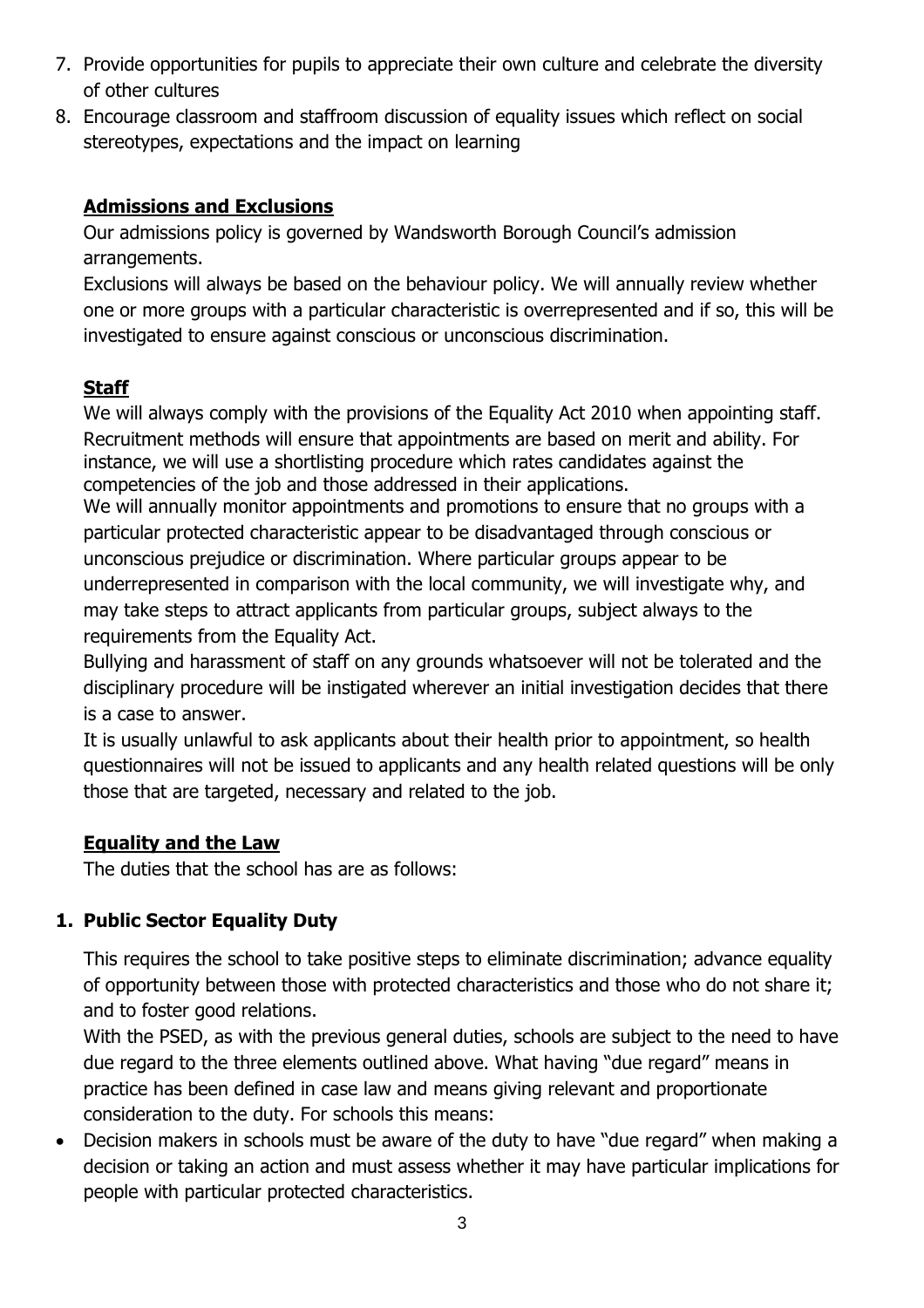7. Provide opportunities for pupils to appreciate their own culture and celebrate the diversity of other cultures
8. Encourage classroom and staffroom discussion of equality issues which reflect on social stereotypes, expectations and the impact on learning

## Admissions and Exclusions

Our admissions policy is governed by Wandsworth Borough Council's admission arrangements.

Exclusions will always be based on the behaviour policy. We will annually review whether one or more groups with a particular characteristic is overrepresented and if so, this will be investigated to ensure against conscious or unconscious discrimination.

## Staff

We will always comply with the provisions of the Equality Act 2010 when appointing staff. Recruitment methods will ensure that appointments are based on merit and ability. For instance, we will use a shortlisting procedure which rates candidates against the competencies of the job and those addressed in their applications.

We will annually monitor appointments and promotions to ensure that no groups with a particular protected characteristic appear to be disadvantaged through conscious or unconscious prejudice or discrimination. Where particular groups appear to be underrepresented in comparison with the local community, we will investigate why, and may take steps to attract applicants from particular groups, subject always to the requirements from the Equality Act.

Bullying and harassment of staff on any grounds whatsoever will not be tolerated and the disciplinary procedure will be instigated wherever an initial investigation decides that there is a case to answer.

It is usually unlawful to ask applicants about their health prior to appointment, so health questionnaires will not be issued to applicants and any health related questions will be only those that are targeted, necessary and related to the job.

## Equality and the Law

The duties that the school has are as follows:

### 1. Public Sector Equality Duty

This requires the school to take positive steps to eliminate discrimination; advance equality of opportunity between those with protected characteristics and those who do not share it; and to foster good relations.

With the PSED, as with the previous general duties, schools are subject to the need to have due regard to the three elements outlined above. What having "due regard" means in practice has been defined in case law and means giving relevant and proportionate consideration to the duty. For schools this means:

- Decision makers in schools must be aware of the duty to have "due regard" when making a decision or taking an action and must assess whether it may have particular implications for people with particular protected characteristics.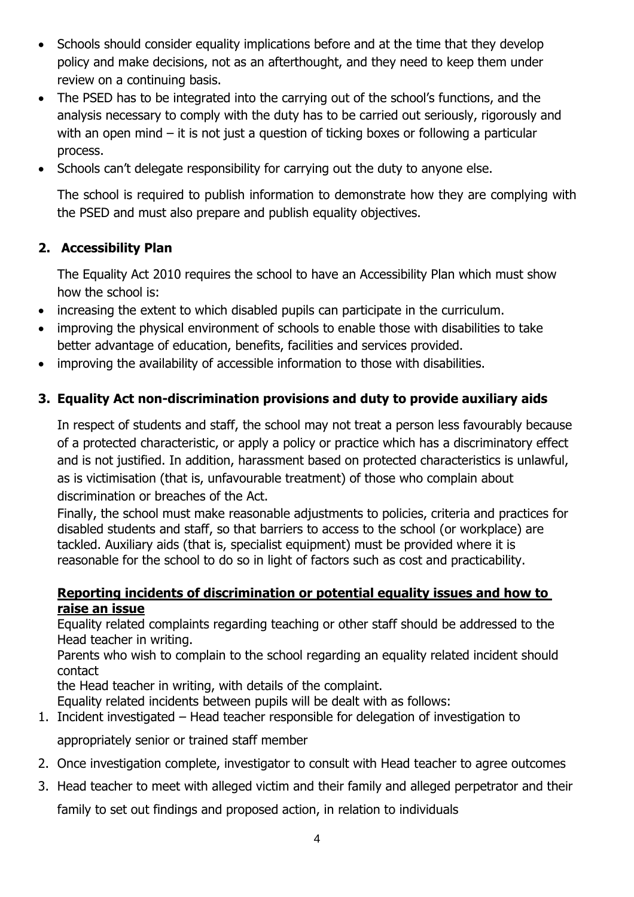- Schools should consider equality implications before and at the time that they develop policy and make decisions, not as an afterthought, and they need to keep them under review on a continuing basis.
- The PSED has to be integrated into the carrying out of the school's functions, and the analysis necessary to comply with the duty has to be carried out seriously, rigorously and with an open mind – it is not just a question of ticking boxes or following a particular process.
- Schools can't delegate responsibility for carrying out the duty to anyone else.

The school is required to publish information to demonstrate how they are complying with the PSED and must also prepare and publish equality objectives.

## 2. Accessibility Plan

The Equality Act 2010 requires the school to have an Accessibility Plan which must show how the school is:

- increasing the extent to which disabled pupils can participate in the curriculum.
- improving the physical environment of schools to enable those with disabilities to take better advantage of education, benefits, facilities and services provided.
- improving the availability of accessible information to those with disabilities.

## 3. Equality Act non-discrimination provisions and duty to provide auxiliary aids

In respect of students and staff, the school may not treat a person less favourably because of a protected characteristic, or apply a policy or practice which has a discriminatory effect and is not justified. In addition, harassment based on protected characteristics is unlawful, as is victimisation (that is, unfavourable treatment) of those who complain about discrimination or breaches of the Act.

Finally, the school must make reasonable adjustments to policies, criteria and practices for disabled students and staff, so that barriers to access to the school (or workplace) are tackled. Auxiliary aids (that is, specialist equipment) must be provided where it is reasonable for the school to do so in light of factors such as cost and practicability.

**Reporting incidents of discrimination or potential equality issues and how to raise an issue**

Equality related complaints regarding teaching or other staff should be addressed to the Head teacher in writing.

Parents who wish to complain to the school regarding an equality related incident should contact the Head teacher in writing, with details of the complaint.

Equality related incidents between pupils will be dealt with as follows:

1. Incident investigated – Head teacher responsible for delegation of investigation to appropriately senior or trained staff member
2. Once investigation complete, investigator to consult with Head teacher to agree outcomes
3. Head teacher to meet with alleged victim and their family and alleged perpetrator and their family to set out findings and proposed action, in relation to individuals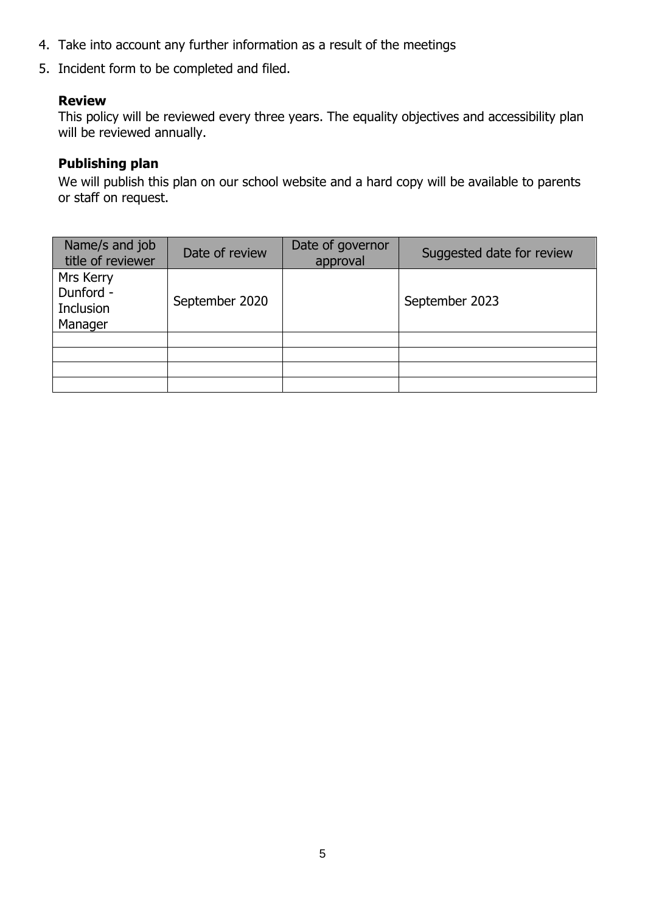4. Take into account any further information as a result of the meetings
5. Incident form to be completed and filed.

**Review**

This policy will be reviewed every three years. The equality objectives and accessibility plan will be reviewed annually.

**Publishing plan**

We will publish this plan on our school website and a hard copy will be available to parents or staff on request.

| Name/s and job title of reviewer | Date of review | Date of governor approval | Suggested date for review |
|---|---|---|---|
| Mrs Kerry Dunford - Inclusion Manager | September 2020 | | September 2023 |
| | | | |
| | | | |
| | | | |
| | | | |